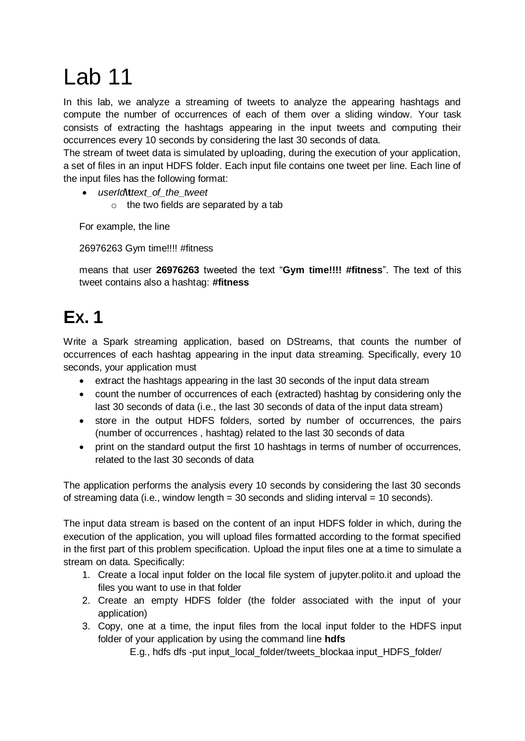# Lab 11

In this lab, we analyze a streaming of tweets to analyze the appearing hashtags and compute the number of occurrences of each of them over a sliding window. Your task consists of extracting the hashtags appearing in the input tweets and computing their occurrences every 10 seconds by considering the last 30 seconds of data.

The stream of tweet data is simulated by uploading, during the execution of your application, a set of files in an input HDFS folder. Each input file contains one tweet per line. Each line of the input files has the following format:

- *userId***\t***text_of_the_tweet*
  - the two fields are separated by a tab

For example, the line

26976263 Gym time!!!! #fitness

means that user **26976263** tweeted the text "**Gym time!!!! #fitness**". The text of this tweet contains also a hashtag: **#fitness**

## Ex. 1

Write a Spark streaming application, based on DStreams, that counts the number of occurrences of each hashtag appearing in the input data streaming. Specifically, every 10 seconds, your application must

- extract the hashtags appearing in the last 30 seconds of the input data stream
- count the number of occurrences of each (extracted) hashtag by considering only the last 30 seconds of data (i.e., the last 30 seconds of data of the input data stream)
- store in the output HDFS folders, sorted by number of occurrences, the pairs (number of occurrences , hashtag) related to the last 30 seconds of data
- print on the standard output the first 10 hashtags in terms of number of occurrences, related to the last 30 seconds of data

The application performs the analysis every 10 seconds by considering the last 30 seconds of streaming data (i.e., window length = 30 seconds and sliding interval = 10 seconds).

The input data stream is based on the content of an input HDFS folder in which, during the execution of the application, you will upload files formatted according to the format specified in the first part of this problem specification. Upload the input files one at a time to simulate a stream on data. Specifically:

1. Create a local input folder on the local file system of jupyter.polito.it and upload the files you want to use in that folder
2. Create an empty HDFS folder (the folder associated with the input of your application)
3. Copy, one at a time, the input files from the local input folder to the HDFS input folder of your application by using the command line **hdfs**

   E.g., hdfs dfs -put input_local_folder/tweets_blockaa input_HDFS_folder/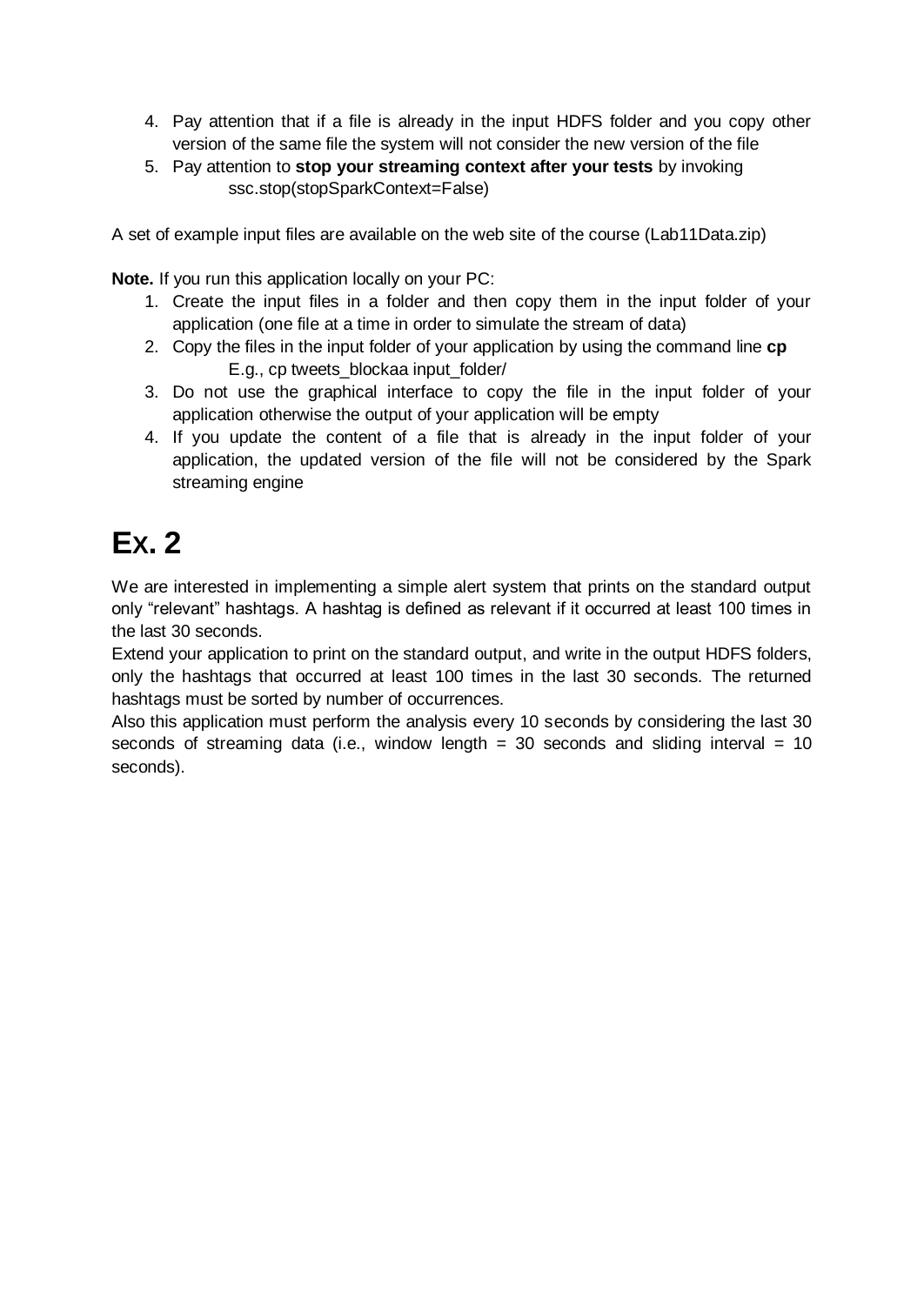4. Pay attention that if a file is already in the input HDFS folder and you copy other version of the same file the system will not consider the new version of the file
5. Pay attention to **stop your streaming context after your tests** by invoking
   ssc.stop(stopSparkContext=False)

A set of example input files are available on the web site of the course (Lab11Data.zip)

**Note.** If you run this application locally on your PC:

1. Create the input files in a folder and then copy them in the input folder of your application (one file at a time in order to simulate the stream of data)
2. Copy the files in the input folder of your application by using the command line **cp**
   E.g., cp tweets_blockaa input_folder/
3. Do not use the graphical interface to copy the file in the input folder of your application otherwise the output of your application will be empty
4. If you update the content of a file that is already in the input folder of your application, the updated version of the file will not be considered by the Spark streaming engine

# Ex. 2

We are interested in implementing a simple alert system that prints on the standard output only "relevant" hashtags. A hashtag is defined as relevant if it occurred at least 100 times in the last 30 seconds.

Extend your application to print on the standard output, and write in the output HDFS folders, only the hashtags that occurred at least 100 times in the last 30 seconds. The returned hashtags must be sorted by number of occurrences.

Also this application must perform the analysis every 10 seconds by considering the last 30 seconds of streaming data (i.e., window length = 30 seconds and sliding interval = 10 seconds).